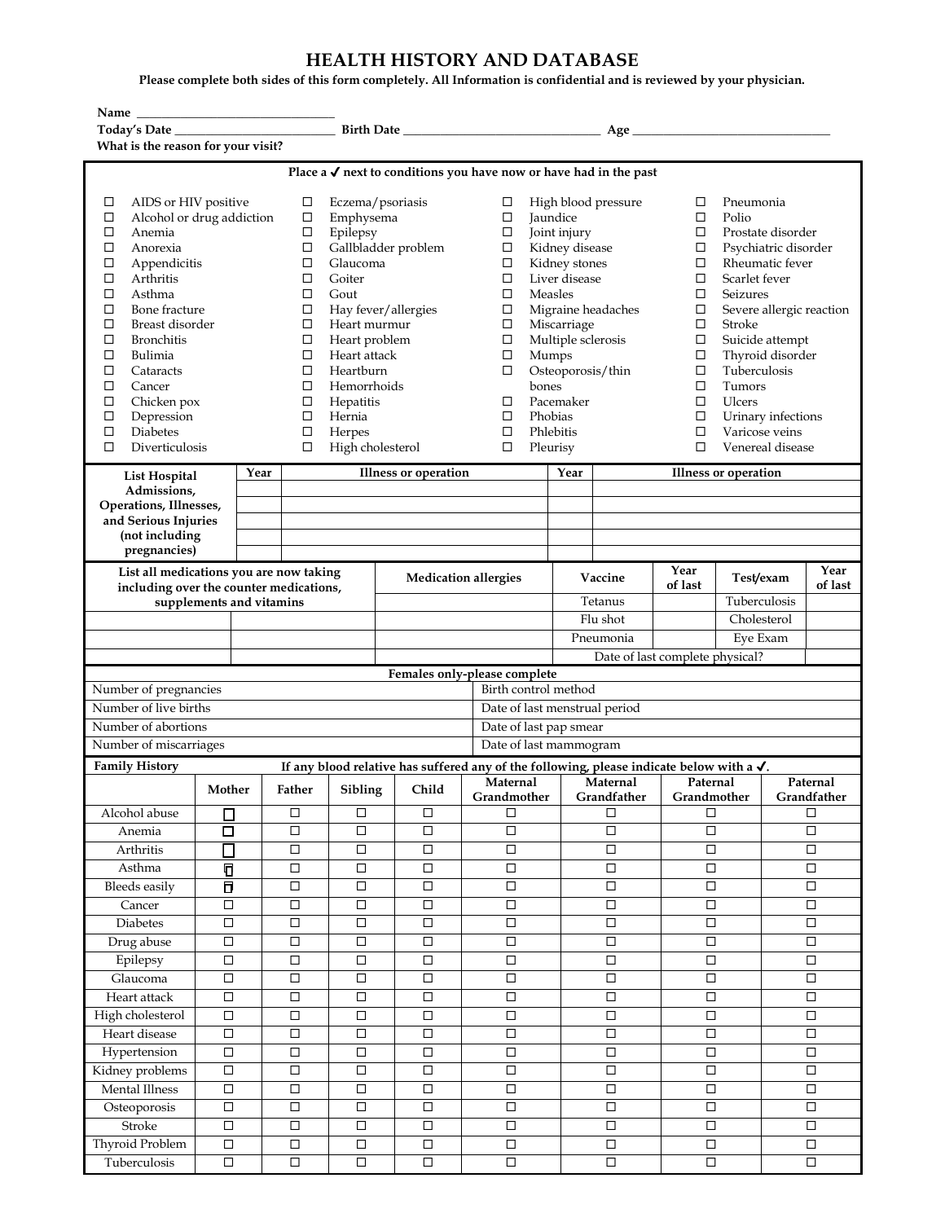# HEALTH HISTORY AND DATABASE

**Please complete both sides of this form completely. All Information is confidential and is reviewed by your physician.**

**Name** ______________________________

**Today's Date** ________________________ **Birth Date** ____________________________ **Age** ______________________________

**What is the reason for your visit?**

**Place a ✓ next to conditions you have now or have had in the past**

| | | | |
|---|---|---|---|
| ☐ AIDS or HIV positive | ☐ Eczema/psoriasis | ☐ High blood pressure | ☐ Pneumonia |
| ☐ Alcohol or drug addiction | ☐ Emphysema | ☐ Jaundice | ☐ Polio |
| ☐ Anemia | ☐ Epilepsy | ☐ Joint injury | ☐ Prostate disorder |
| ☐ Anorexia | ☐ Gallbladder problem | ☐ Kidney disease | ☐ Psychiatric disorder |
| ☐ Appendicitis | ☐ Glaucoma | ☐ Kidney stones | ☐ Rheumatic fever |
| ☐ Arthritis | ☐ Goiter | ☐ Liver disease | ☐ Scarlet fever |
| ☐ Asthma | ☐ Gout | ☐ Measles | ☐ Seizures |
| ☐ Bone fracture | ☐ Hay fever/allergies | ☐ Migraine headaches | ☐ Severe allergic reaction |
| ☐ Breast disorder | ☐ Heart murmur | ☐ Miscarriage | ☐ Stroke |
| ☐ Bronchitis | ☐ Heart problem | ☐ Multiple sclerosis | ☐ Suicide attempt |
| ☐ Bulimia | ☐ Heart attack | ☐ Mumps | ☐ Thyroid disorder |
| ☐ Cataracts | ☐ Heartburn | ☐ Osteoporosis/thin bones | ☐ Tuberculosis |
| ☐ Cancer | ☐ Hemorrhoids | | ☐ Tumors |
| ☐ Chicken pox | ☐ Hepatitis | ☐ Pacemaker | ☐ Ulcers |
| ☐ Depression | ☐ Hernia | ☐ Phobias | ☐ Urinary infections |
| ☐ Diabetes | ☐ Herpes | ☐ Phlebitis | ☐ Varicose veins |
| ☐ Diverticulosis | ☐ High cholesterol | ☐ Pleurisy | ☐ Venereal disease |

| **List Hospital Admissions, Operations, Illnesses, and Serious Injuries (not including pregnancies)** | **Year** | **Illness or operation** | **Year** | **Illness or operation** |
|---|---|---|---|---|
| | | | | |
| | | | | |
| | | | | |
| | | | | |
| | | | | |

| **List all medications you are now taking including over the counter medications, supplements and vitamins** | | **Medication allergies** | **Vaccine** | **Year of last** | **Test/exam** | **Year of last** |
|---|---|---|---|---|---|---|
| | | | Tetanus | | Tuberculosis | |
| | | | Flu shot | | Cholesterol | |
| | | | Pneumonia | | Eye Exam | |
| | | | Date of last complete physical? | | | |

| **Females only-please complete** | |
|---|---|
| Number of pregnancies | Birth control method |
| Number of live births | Date of last menstrual period |
| Number of abortions | Date of last pap smear |
| Number of miscarriages | Date of last mammogram |

**Family History** — **If any blood relative has suffered any of the following, please indicate below with a ✓.**

| | Mother | Father | Sibling | Child | Maternal Grandmother | Maternal Grandfather | Paternal Grandmother | Paternal Grandfather |
|---|---|---|---|---|---|---|---|---|
| Alcohol abuse | ☐ | ☐ | ☐ | ☐ | ☐ | ☐ | ☐ | ☐ |
| Anemia | ☐ | ☐ | ☐ | ☐ | ☐ | ☐ | ☐ | ☐ |
| Arthritis | ☐ | ☐ | ☐ | ☐ | ☐ | ☐ | ☐ | ☐ |
| Asthma | ☐ | ☐ | ☐ | ☐ | ☐ | ☐ | ☐ | ☐ |
| Bleeds easily | ☐ | ☐ | ☐ | ☐ | ☐ | ☐ | ☐ | ☐ |
| Cancer | ☐ | ☐ | ☐ | ☐ | ☐ | ☐ | ☐ | ☐ |
| Diabetes | ☐ | ☐ | ☐ | ☐ | ☐ | ☐ | ☐ | ☐ |
| Drug abuse | ☐ | ☐ | ☐ | ☐ | ☐ | ☐ | ☐ | ☐ |
| Epilepsy | ☐ | ☐ | ☐ | ☐ | ☐ | ☐ | ☐ | ☐ |
| Glaucoma | ☐ | ☐ | ☐ | ☐ | ☐ | ☐ | ☐ | ☐ |
| Heart attack | ☐ | ☐ | ☐ | ☐ | ☐ | ☐ | ☐ | ☐ |
| High cholesterol | ☐ | ☐ | ☐ | ☐ | ☐ | ☐ | ☐ | ☐ |
| Heart disease | ☐ | ☐ | ☐ | ☐ | ☐ | ☐ | ☐ | ☐ |
| Hypertension | ☐ | ☐ | ☐ | ☐ | ☐ | ☐ | ☐ | ☐ |
| Kidney problems | ☐ | ☐ | ☐ | ☐ | ☐ | ☐ | ☐ | ☐ |
| Mental Illness | ☐ | ☐ | ☐ | ☐ | ☐ | ☐ | ☐ | ☐ |
| Osteoporosis | ☐ | ☐ | ☐ | ☐ | ☐ | ☐ | ☐ | ☐ |
| Stroke | ☐ | ☐ | ☐ | ☐ | ☐ | ☐ | ☐ | ☐ |
| Thyroid Problem | ☐ | ☐ | ☐ | ☐ | ☐ | ☐ | ☐ | ☐ |
| Tuberculosis | ☐ | ☐ | ☐ | ☐ | ☐ | ☐ | ☐ | ☐ |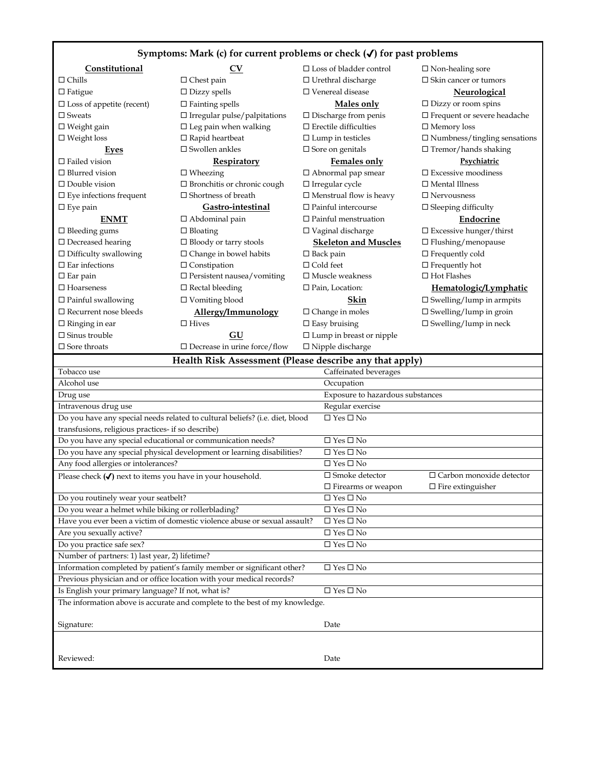## Symptoms: Mark (c) for current problems or check (✓) for past problems

| | | | |
|---|---|---|---|
| **Constitutional** | **CV** | ☐ Loss of bladder control | ☐ Non-healing sore |
| ☐ Chills | ☐ Chest pain | ☐ Urethral discharge | ☐ Skin cancer or tumors |
| ☐ Fatigue | ☐ Dizzy spells | ☐ Venereal disease | **Neurological** |
| ☐ Loss of appetite (recent) | ☐ Fainting spells | **Males only** | ☐ Dizzy or room spins |
| ☐ Sweats | ☐ Irregular pulse/palpitations | ☐ Discharge from penis | ☐ Frequent or severe headache |
| ☐ Weight gain | ☐ Leg pain when walking | ☐ Erectile difficulties | ☐ Memory loss |
| ☐ Weight loss | ☐ Rapid heartbeat | ☐ Lump in testicles | ☐ Numbness/tingling sensations |
| **Eyes** | ☐ Swollen ankles | ☐ Sore on genitals | ☐ Tremor/hands shaking |
| ☐ Failed vision | **Respiratory** | **Females only** | **Psychiatric** |
| ☐ Blurred vision | ☐ Wheezing | ☐ Abnormal pap smear | ☐ Excessive moodiness |
| ☐ Double vision | ☐ Bronchitis or chronic cough | ☐ Irregular cycle | ☐ Mental Illness |
| ☐ Eye infections frequent | ☐ Shortness of breath | ☐ Menstrual flow is heavy | ☐ Nervousness |
| ☐ Eye pain | **Gastro-intestinal** | ☐ Painful intercourse | ☐ Sleeping difficulty |
| **ENMT** | ☐ Abdominal pain | ☐ Painful menstruation | **Endocrine** |
| ☐ Bleeding gums | ☐ Bloating | ☐ Vaginal discharge | ☐ Excessive hunger/thirst |
| ☐ Decreased hearing | ☐ Bloody or tarry stools | **Skeleton and Muscles** | ☐ Flushing/menopause |
| ☐ Difficulty swallowing | ☐ Change in bowel habits | ☐ Back pain | ☐ Frequently cold |
| ☐ Ear infections | ☐ Constipation | ☐ Cold feet | ☐ Frequently hot |
| ☐ Ear pain | ☐ Persistent nausea/vomiting | ☐ Muscle weakness | ☐ Hot Flashes |
| ☐ Hoarseness | ☐ Rectal bleeding | ☐ Pain, Location: | **Hematologic/Lymphatic** |
| ☐ Painful swallowing | ☐ Vomiting blood | **Skin** | ☐ Swelling/lump in armpits |
| ☐ Recurrent nose bleeds | **Allergy/Immunology** | ☐ Change in moles | ☐ Swelling/lump in groin |
| ☐ Ringing in ear | ☐ Hives | ☐ Easy bruising | ☐ Swelling/lump in neck |
| ☐ Sinus trouble | **GU** | ☐ Lump in breast or nipple | |
| ☐ Sore throats | ☐ Decrease in urine force/flow | ☐ Nipple discharge | |

## Health Risk Assessment (Please describe any that apply)

| | | |
|---|---|---|
| Tobacco use | Caffeinated beverages | |
| Alcohol use | Occupation | |
| Drug use | Exposure to hazardous substances | |
| Intravenous drug use | Regular exercise | |
| Do you have any special needs related to cultural beliefs? (i.e. diet, blood transfusions, religious practices- if so describe) | ☐ Yes ☐ No | |
| Do you have any special educational or communication needs? | ☐ Yes ☐ No | |
| Do you have any special physical development or learning disabilities? | ☐ Yes ☐ No | |
| Any food allergies or intolerances? | ☐ Yes ☐ No | |
| Please check (✓) next to items you have in your household. | ☐ Smoke detector<br>☐ Firearms or weapon | ☐ Carbon monoxide detector<br>☐ Fire extinguisher |
| Do you routinely wear your seatbelt? | ☐ Yes ☐ No | |
| Do you wear a helmet while biking or rollerblading? | ☐ Yes ☐ No | |
| Have you ever been a victim of domestic violence abuse or sexual assault? | ☐ Yes ☐ No | |
| Are you sexually active? | ☐ Yes ☐ No | |
| Do you practice safe sex? | ☐ Yes ☐ No | |
| Number of partners: 1) last year, 2) lifetime? | | |
| Information completed by patient's family member or significant other? | ☐ Yes ☐ No | |
| Previous physician and or office location with your medical records? | | |
| Is English your primary language? If not, what is? | ☐ Yes ☐ No | |

The information above is accurate and complete to the best of my knowledge.

Signature: Date

Reviewed: Date